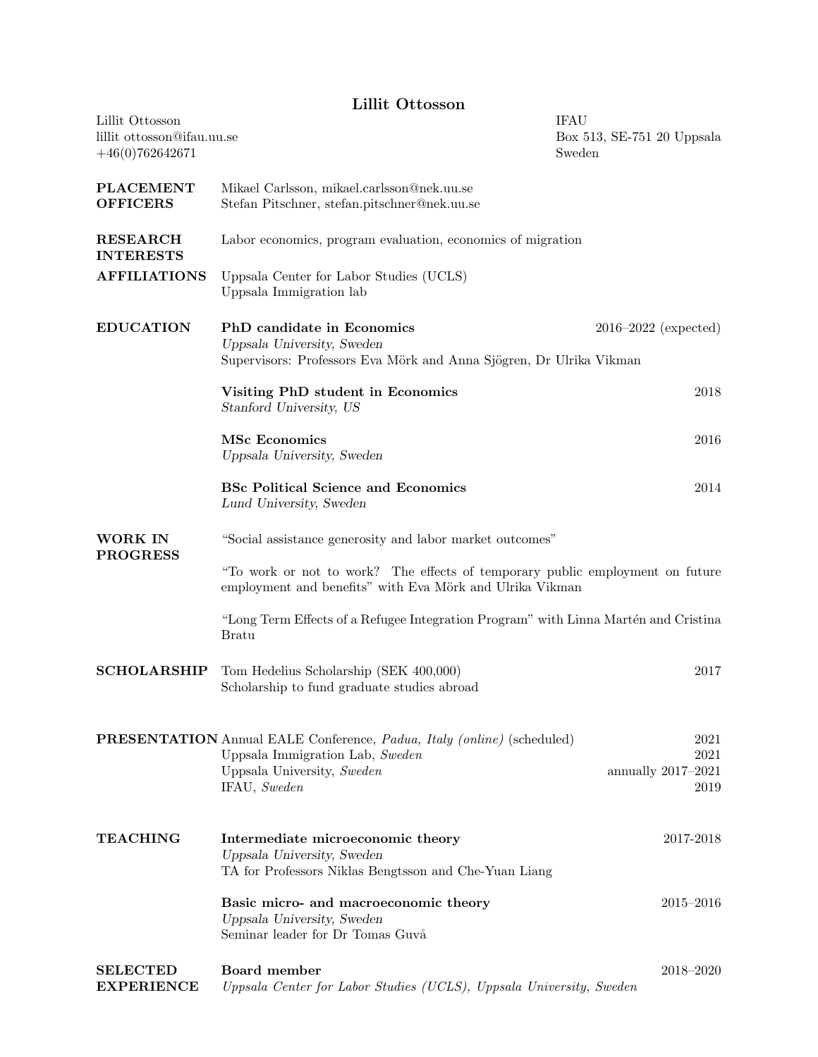# Lillit Ottosson

Lillit Ottosson
lillit ottosson@ifau.uu.se
+46(0)762642671

IFAU
Box 513, SE-751 20 Uppsala
Sweden

**PLACEMENT OFFICERS**
Mikael Carlsson, mikael.carlsson@nek.uu.se
Stefan Pitschner, stefan.pitschner@nek.uu.se

**RESEARCH INTERESTS**
Labor economics, program evaluation, economics of migration

**AFFILIATIONS**
Uppsala Center for Labor Studies (UCLS)
Uppsala Immigration lab

**EDUCATION**

**PhD candidate in Economics** — 2016–2022 (expected)
*Uppsala University, Sweden*
Supervisors: Professors Eva Mörk and Anna Sjögren, Dr Ulrika Vikman

**Visiting PhD student in Economics** — 2018
*Stanford University, US*

**MSc Economics** — 2016
*Uppsala University, Sweden*

**BSc Political Science and Economics** — 2014
*Lund University, Sweden*

**WORK IN PROGRESS**

"Social assistance generosity and labor market outcomes"

"To work or not to work? The effects of temporary public employment on future employment and benefits" with Eva Mörk and Ulrika Vikman

"Long Term Effects of a Refugee Integration Program" with Linna Martén and Cristina Bratu

**SCHOLARSHIP**

Tom Hedelius Scholarship (SEK 400,000) — 2017
Scholarship to fund graduate studies abroad

**PRESENTATION**

Annual EALE Conference, *Padua, Italy (online)* (scheduled) — 2021
Uppsala Immigration Lab, *Sweden* — 2021
Uppsala University, *Sweden* — annually 2017–2021
IFAU, *Sweden* — 2019

**TEACHING**

**Intermediate microeconomic theory** — 2017-2018
*Uppsala University, Sweden*
TA for Professors Niklas Bengtsson and Che-Yuan Liang

**Basic micro- and macroeconomic theory** — 2015–2016
*Uppsala University, Sweden*
Seminar leader for Dr Tomas Guvå

**SELECTED EXPERIENCE**

**Board member** — 2018–2020
*Uppsala Center for Labor Studies (UCLS), Uppsala University, Sweden*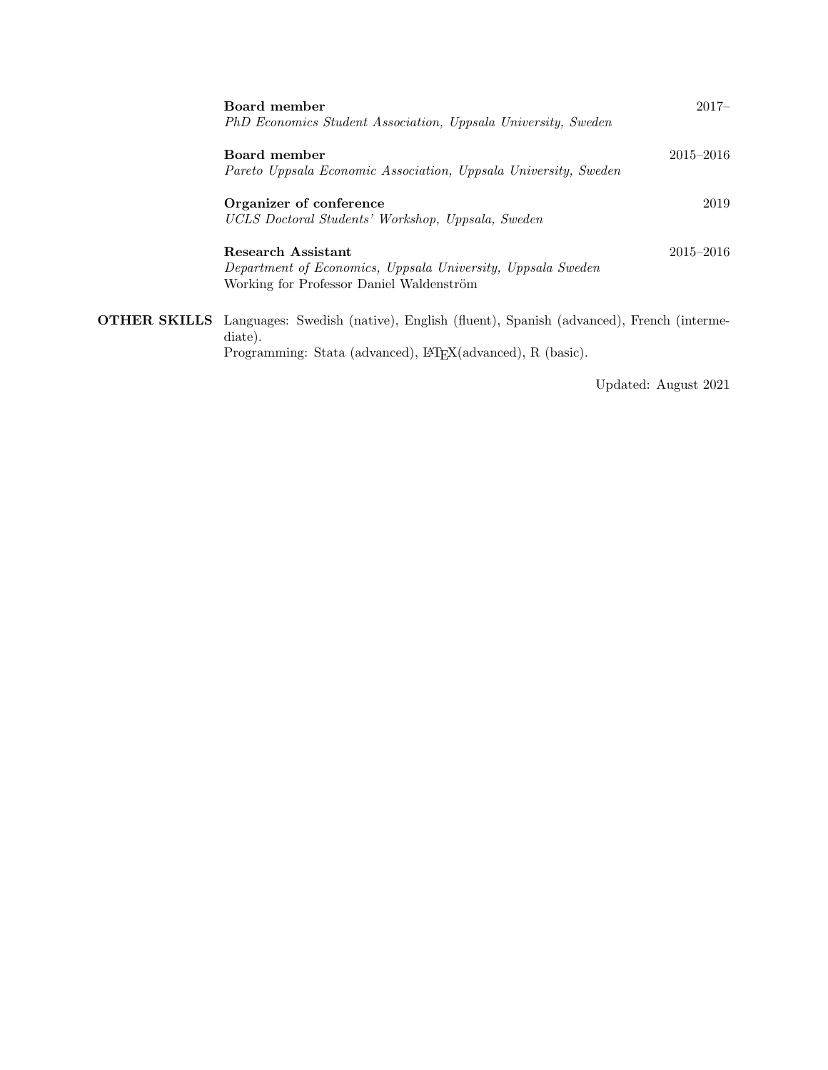**Board member** 2017–
*PhD Economics Student Association, Uppsala University, Sweden*

**Board member** 2015–2016
*Pareto Uppsala Economic Association, Uppsala University, Sweden*

**Organizer of conference** 2019
*UCLS Doctoral Students' Workshop, Uppsala, Sweden*

**Research Assistant** 2015–2016
*Department of Economics, Uppsala University, Uppsala Sweden*
Working for Professor Daniel Waldenström

## OTHER SKILLS

Languages: Swedish (native), English (fluent), Spanish (advanced), French (intermediate).
Programming: Stata (advanced), LaTeX(advanced), R (basic).

Updated: August 2021